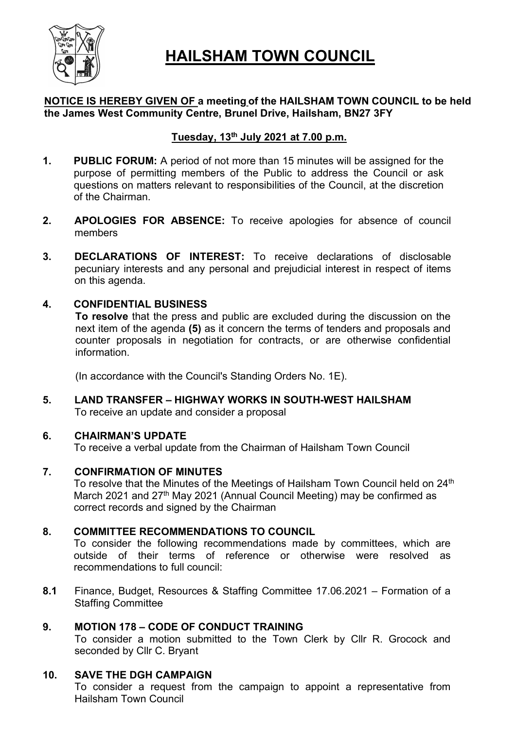# HAILSHAM TOWN COUNCIL

**NOTICE IS HEREBY GIVEN OF a meeting of the HAILSHAM TOWN COUNCIL to be held the James West Community Centre, Brunel Drive, Hailsham, BN27 3FY**

**Tuesday, 13th July 2021 at 7.00 p.m.**

**1. PUBLIC FORUM:** A period of not more than 15 minutes will be assigned for the purpose of permitting members of the Public to address the Council or ask questions on matters relevant to responsibilities of the Council, at the discretion of the Chairman.

**2. APOLOGIES FOR ABSENCE:** To receive apologies for absence of council members

**3. DECLARATIONS OF INTEREST:** To receive declarations of disclosable pecuniary interests and any personal and prejudicial interest in respect of items on this agenda.

**4. CONFIDENTIAL BUSINESS**

**To resolve** that the press and public are excluded during the discussion on the next item of the agenda **(5)** as it concern the terms of tenders and proposals and counter proposals in negotiation for contracts, or are otherwise confidential information.

(In accordance with the Council's Standing Orders No. 1E).

**5. LAND TRANSFER – HIGHWAY WORKS IN SOUTH-WEST HAILSHAM**

To receive an update and consider a proposal

**6. CHAIRMAN'S UPDATE**

To receive a verbal update from the Chairman of Hailsham Town Council

**7. CONFIRMATION OF MINUTES**

To resolve that the Minutes of the Meetings of Hailsham Town Council held on 24th March 2021 and 27th May 2021 (Annual Council Meeting) may be confirmed as correct records and signed by the Chairman

**8. COMMITTEE RECOMMENDATIONS TO COUNCIL**

To consider the following recommendations made by committees, which are outside of their terms of reference or otherwise were resolved as recommendations to full council:

**8.1** Finance, Budget, Resources & Staffing Committee 17.06.2021 – Formation of a Staffing Committee

**9. MOTION 178 – CODE OF CONDUCT TRAINING**

To consider a motion submitted to the Town Clerk by Cllr R. Grocock and seconded by Cllr C. Bryant

**10. SAVE THE DGH CAMPAIGN**

To consider a request from the campaign to appoint a representative from Hailsham Town Council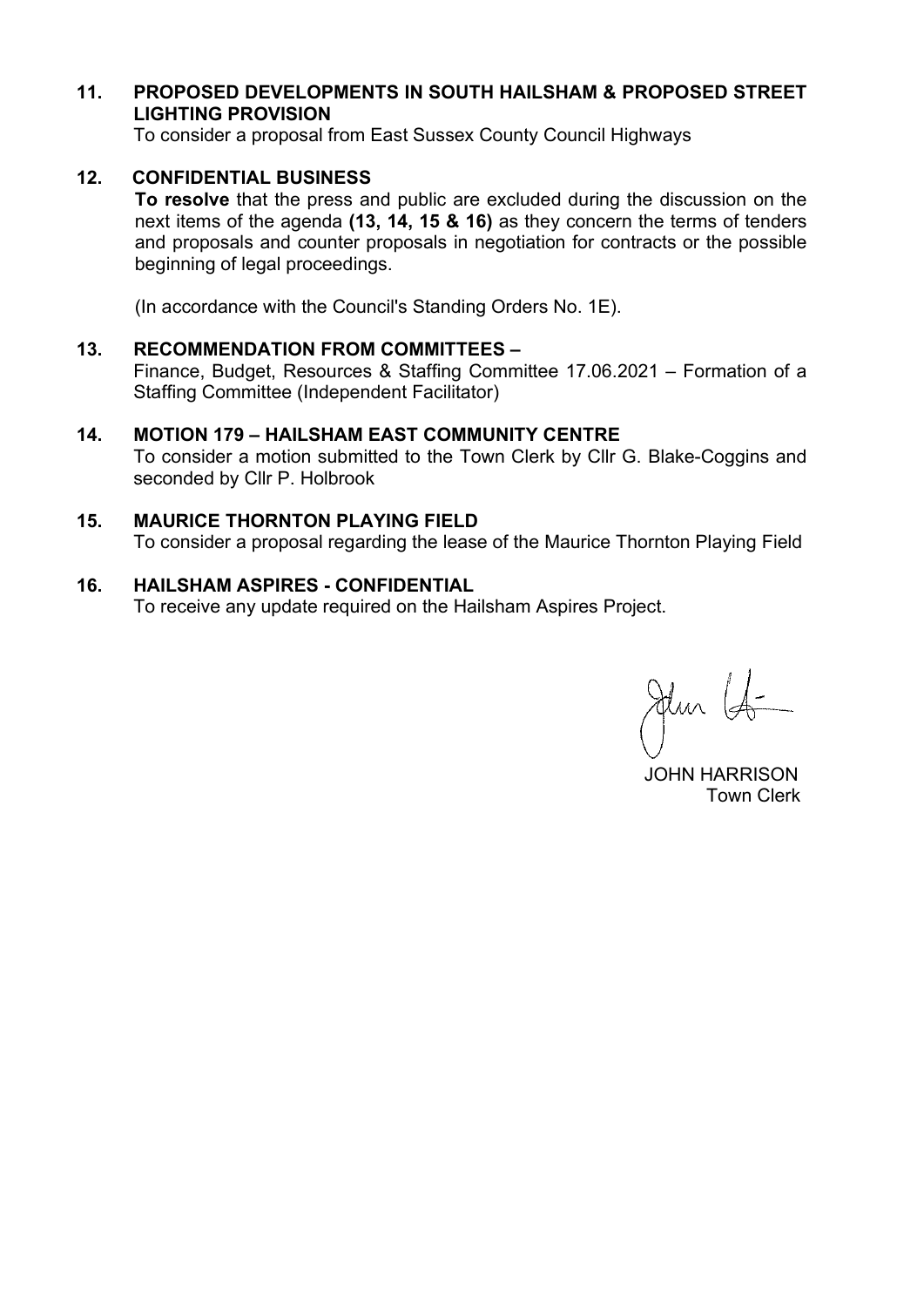**11. PROPOSED DEVELOPMENTS IN SOUTH HAILSHAM & PROPOSED STREET LIGHTING PROVISION**

To consider a proposal from East Sussex County Council Highways

**12. CONFIDENTIAL BUSINESS**

**To resolve** that the press and public are excluded during the discussion on the next items of the agenda **(13, 14, 15 & 16)** as they concern the terms of tenders and proposals and counter proposals in negotiation for contracts or the possible beginning of legal proceedings.

(In accordance with the Council's Standing Orders No. 1E).

**13. RECOMMENDATION FROM COMMITTEES –**

Finance, Budget, Resources & Staffing Committee 17.06.2021 – Formation of a Staffing Committee (Independent Facilitator)

**14. MOTION 179 – HAILSHAM EAST COMMUNITY CENTRE**

To consider a motion submitted to the Town Clerk by Cllr G. Blake-Coggins and seconded by Cllr P. Holbrook

**15. MAURICE THORNTON PLAYING FIELD**

To consider a proposal regarding the lease of the Maurice Thornton Playing Field

**16. HAILSHAM ASPIRES - CONFIDENTIAL**

To receive any update required on the Hailsham Aspires Project.

JOHN HARRISON
Town Clerk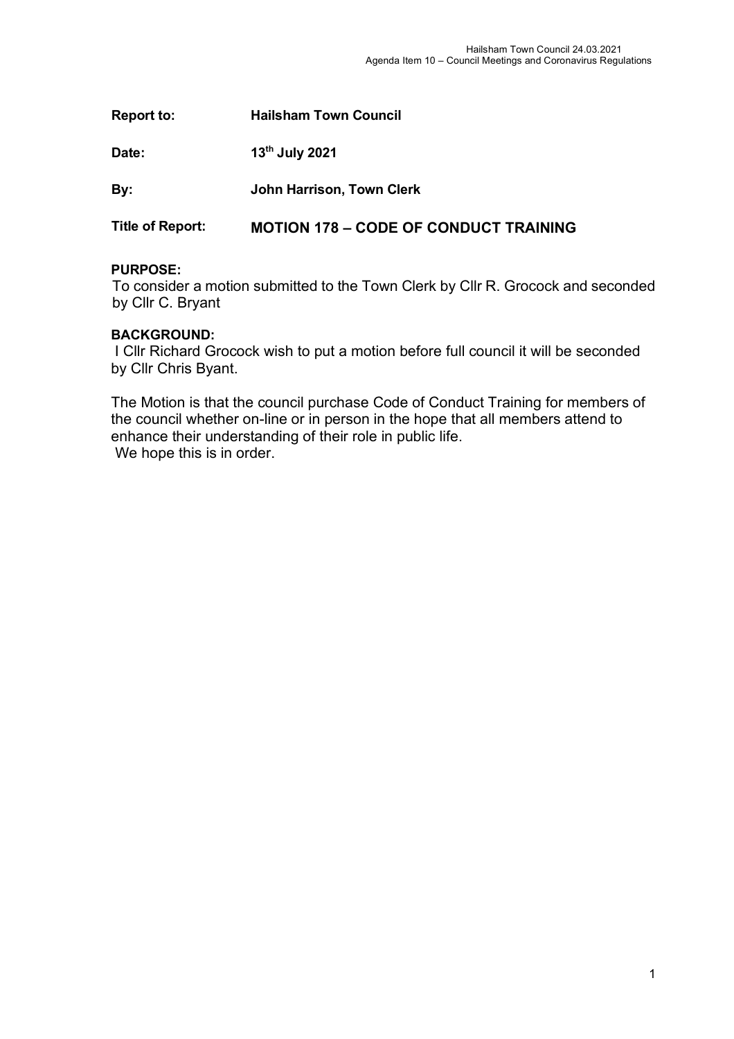| | |
|---|---|
| **Report to:** | **Hailsham Town Council** |
| **Date:** | **13th July 2021** |
| **By:** | **John Harrison, Town Clerk** |
| **Title of Report:** | **MOTION 178 – CODE OF CONDUCT TRAINING** |

**PURPOSE:**

To consider a motion submitted to the Town Clerk by Cllr R. Grocock and seconded by Cllr C. Bryant

**BACKGROUND:**

I Cllr Richard Grocock wish to put a motion before full council it will be seconded by Cllr Chris Byant.

The Motion is that the council purchase Code of Conduct Training for members of the council whether on-line or in person in the hope that all members attend to enhance their understanding of their role in public life.
We hope this is in order.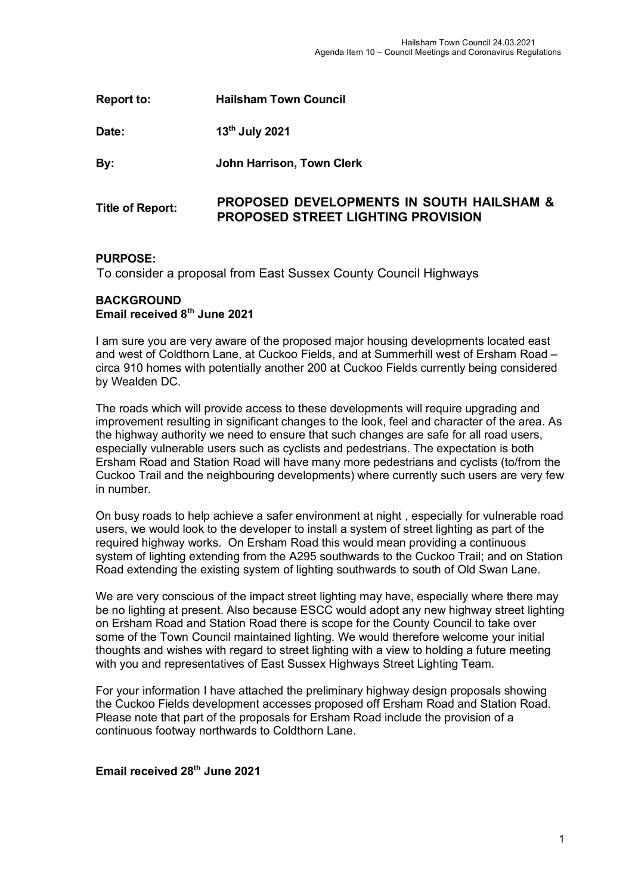| | |
|---|---|
| **Report to:** | **Hailsham Town Council** |
| **Date:** | **13th July 2021** |
| **By:** | **John Harrison, Town Clerk** |
| **Title of Report:** | **PROPOSED DEVELOPMENTS IN SOUTH HAILSHAM & PROPOSED STREET LIGHTING PROVISION** |

**PURPOSE:**

To consider a proposal from East Sussex County Council Highways

**BACKGROUND**

**Email received 8th June 2021**

I am sure you are very aware of the proposed major housing developments located east and west of Coldthorn Lane, at Cuckoo Fields, and at Summerhill west of Ersham Road – circa 910 homes with potentially another 200 at Cuckoo Fields currently being considered by Wealden DC.

The roads which will provide access to these developments will require upgrading and improvement resulting in significant changes to the look, feel and character of the area. As the highway authority we need to ensure that such changes are safe for all road users, especially vulnerable users such as cyclists and pedestrians. The expectation is both Ersham Road and Station Road will have many more pedestrians and cyclists (to/from the Cuckoo Trail and the neighbouring developments) where currently such users are very few in number.

On busy roads to help achieve a safer environment at night , especially for vulnerable road users, we would look to the developer to install a system of street lighting as part of the required highway works. On Ersham Road this would mean providing a continuous system of lighting extending from the A295 southwards to the Cuckoo Trail; and on Station Road extending the existing system of lighting southwards to south of Old Swan Lane.

We are very conscious of the impact street lighting may have, especially where there may be no lighting at present. Also because ESCC would adopt any new highway street lighting on Ersham Road and Station Road there is scope for the County Council to take over some of the Town Council maintained lighting. We would therefore welcome your initial thoughts and wishes with regard to street lighting with a view to holding a future meeting with you and representatives of East Sussex Highways Street Lighting Team.

For your information I have attached the preliminary highway design proposals showing the Cuckoo Fields development accesses proposed off Ersham Road and Station Road. Please note that part of the proposals for Ersham Road include the provision of a continuous footway northwards to Coldthorn Lane.

**Email received 28th June 2021**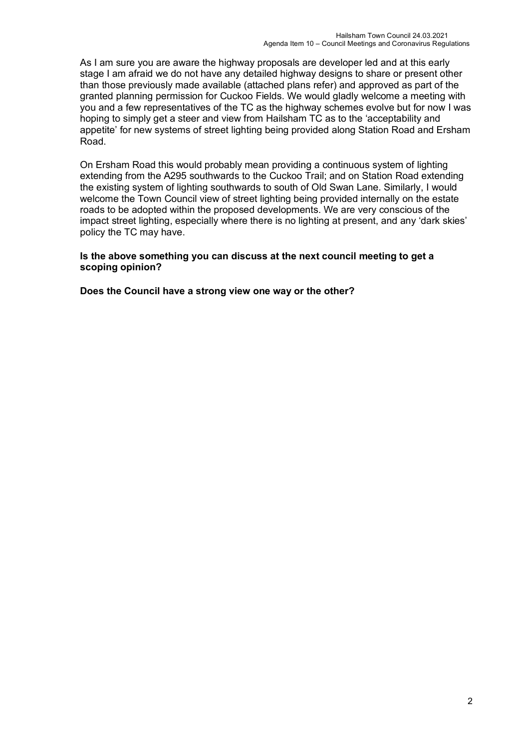As I am sure you are aware the highway proposals are developer led and at this early stage I am afraid we do not have any detailed highway designs to share or present other than those previously made available (attached plans refer) and approved as part of the granted planning permission for Cuckoo Fields. We would gladly welcome a meeting with you and a few representatives of the TC as the highway schemes evolve but for now I was hoping to simply get a steer and view from Hailsham TC as to the 'acceptability and appetite' for new systems of street lighting being provided along Station Road and Ersham Road.

On Ersham Road this would probably mean providing a continuous system of lighting extending from the A295 southwards to the Cuckoo Trail; and on Station Road extending the existing system of lighting southwards to south of Old Swan Lane. Similarly, I would welcome the Town Council view of street lighting being provided internally on the estate roads to be adopted within the proposed developments. We are very conscious of the impact street lighting, especially where there is no lighting at present, and any 'dark skies' policy the TC may have.

**Is the above something you can discuss at the next council meeting to get a scoping opinion?**

**Does the Council have a strong view one way or the other?**